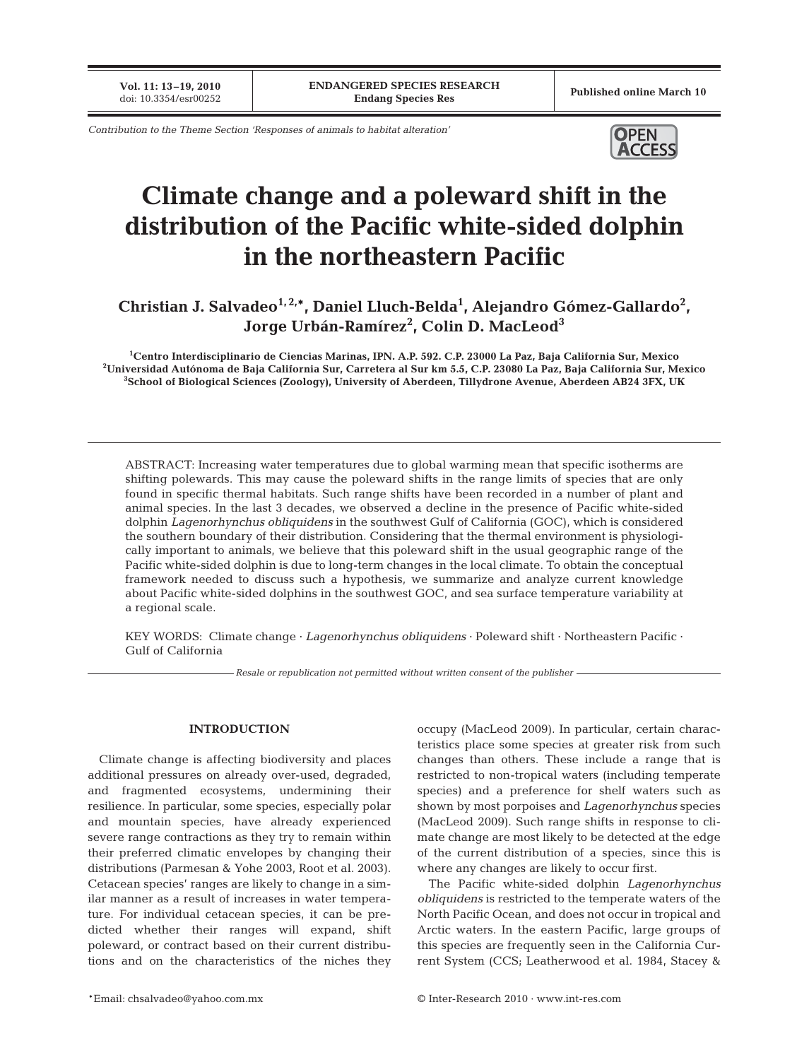Contribution to the Theme Section 'Responses of animals to habitat alteration'

# Climate change and a poleward shift in the distribution of the Pacific white-sided dolphin in the northeastern Pacific

**Christian J. Salvadeo[1,2,*], Daniel Lluch-Belda[1], Alejandro Gómez-Gallardo[2], Jorge Urbán-Ramírez[2], Colin D. MacLeod[3]**

[1]Centro Interdisciplinario de Ciencias Marinas, IPN. A.P. 592. C.P. 23000 La Paz, Baja California Sur, Mexico
[2]Universidad Autónoma de Baja California Sur, Carretera al Sur km 5.5, C.P. 23080 La Paz, Baja California Sur, Mexico
[3]School of Biological Sciences (Zoology), University of Aberdeen, Tillydrone Avenue, Aberdeen AB24 3FX, UK

ABSTRACT: Increasing water temperatures due to global warming mean that specific isotherms are shifting polewards. This may cause the poleward shifts in the range limits of species that are only found in specific thermal habitats. Such range shifts have been recorded in a number of plant and animal species. In the last 3 decades, we observed a decline in the presence of Pacific white-sided dolphin *Lagenorhynchus obliquidens* in the southwest Gulf of California (GOC), which is considered the southern boundary of their distribution. Considering that the thermal environment is physiologically important to animals, we believe that this poleward shift in the usual geographic range of the Pacific white-sided dolphin is due to long-term changes in the local climate. To obtain the conceptual framework needed to discuss such a hypothesis, we summarize and analyze current knowledge about Pacific white-sided dolphins in the southwest GOC, and sea surface temperature variability at a regional scale.

KEY WORDS: Climate change · *Lagenorhynchus obliquidens* · Poleward shift · Northeastern Pacific · Gulf of California

*Resale or republication not permitted without written consent of the publisher*

## INTRODUCTION

Climate change is affecting biodiversity and places additional pressures on already over-used, degraded, and fragmented ecosystems, undermining their resilience. In particular, some species, especially polar and mountain species, have already experienced severe range contractions as they try to remain within their preferred climatic envelopes by changing their distributions (Parmesan & Yohe 2003, Root et al. 2003). Cetacean species' ranges are likely to change in a similar manner as a result of increases in water temperature. For individual cetacean species, it can be predicted whether their ranges will expand, shift poleward, or contract based on their current distributions and on the characteristics of the niches they occupy (MacLeod 2009). In particular, certain characteristics place some species at greater risk from such changes than others. These include a range that is restricted to non-tropical waters (including temperate species) and a preference for shelf waters such as shown by most porpoises and *Lagenorhynchus* species (MacLeod 2009). Such range shifts in response to climate change are most likely to be detected at the edge of the current distribution of a species, since this is where any changes are likely to occur first.

The Pacific white-sided dolphin *Lagenorhynchus obliquidens* is restricted to the temperate waters of the North Pacific Ocean, and does not occur in tropical and Arctic waters. In the eastern Pacific, large groups of this species are frequently seen in the California Current System (CCS; Leatherwood et al. 1984, Stacey &

*Email: chsalvadeo@yahoo.com.mx

© Inter-Research 2010 · www.int-res.com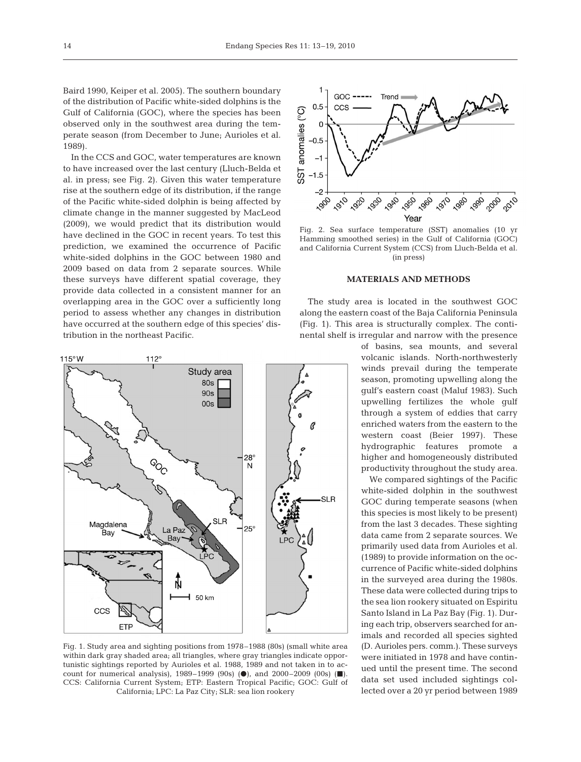Baird 1990, Keiper et al. 2005). The southern boundary of the distribution of Pacific white-sided dolphins is the Gulf of California (GOC), where the species has been observed only in the southwest area during the temperate season (from December to June; Aurioles et al. 1989).

In the CCS and GOC, water temperatures are known to have increased over the last century (Lluch-Belda et al. in press; see Fig. 2). Given this water temperature rise at the southern edge of its distribution, if the range of the Pacific white-sided dolphin is being affected by climate change in the manner suggested by MacLeod (2009), we would predict that its distribution would have declined in the GOC in recent years. To test this prediction, we examined the occurrence of Pacific white-sided dolphins in the GOC between 1980 and 2009 based on data from 2 separate sources. While these surveys have different spatial coverage, they provide data collected in a consistent manner for an overlapping area in the GOC over a sufficiently long period to assess whether any changes in distribution have occurred at the southern edge of this species' distribution in the northeast Pacific.

Fig. 1. Study area and sighting positions from 1978–1988 (80s) (small white area within dark gray shaded area; all triangles, where gray triangles indicate opportunistic sightings reported by Aurioles et al. 1988, 1989 and not taken in to account for numerical analysis), 1989–1999 (90s) (●), and 2000–2009 (00s) (■). CCS: California Current System; ETP: Eastern Tropical Pacific; GOC: Gulf of California; LPC: La Paz City; SLR: sea lion rookery

Fig. 2. Sea surface temperature (SST) anomalies (10 yr Hamming smoothed series) in the Gulf of California (GOC) and California Current System (CCS) from Lluch-Belda et al. (in press)

## MATERIALS AND METHODS

The study area is located in the southwest GOC along the eastern coast of the Baja California Peninsula (Fig. 1). This area is structurally complex. The continental shelf is irregular and narrow with the presence of basins, sea mounts, and several volcanic islands. North-northwesterly winds prevail during the temperate season, promoting upwelling along the gulf's eastern coast (Maluf 1983). Such upwelling fertilizes the whole gulf through a system of eddies that carry enriched waters from the eastern to the western coast (Beier 1997). These hydrographic features promote a higher and homogeneously distributed productivity throughout the study area.

We compared sightings of the Pacific white-sided dolphin in the southwest GOC during temperate seasons (when this species is most likely to be present) from the last 3 decades. These sighting data came from 2 separate sources. We primarily used data from Aurioles et al. (1989) to provide information on the occurrence of Pacific white-sided dolphins in the surveyed area during the 1980s. These data were collected during trips to the sea lion rookery situated on Espiritu Santo Island in La Paz Bay (Fig. 1). During each trip, observers searched for animals and recorded all species sighted (D. Aurioles pers. comm.). These surveys were initiated in 1978 and have continued until the present time. The second data set used included sightings collected over a 20 yr period between 1989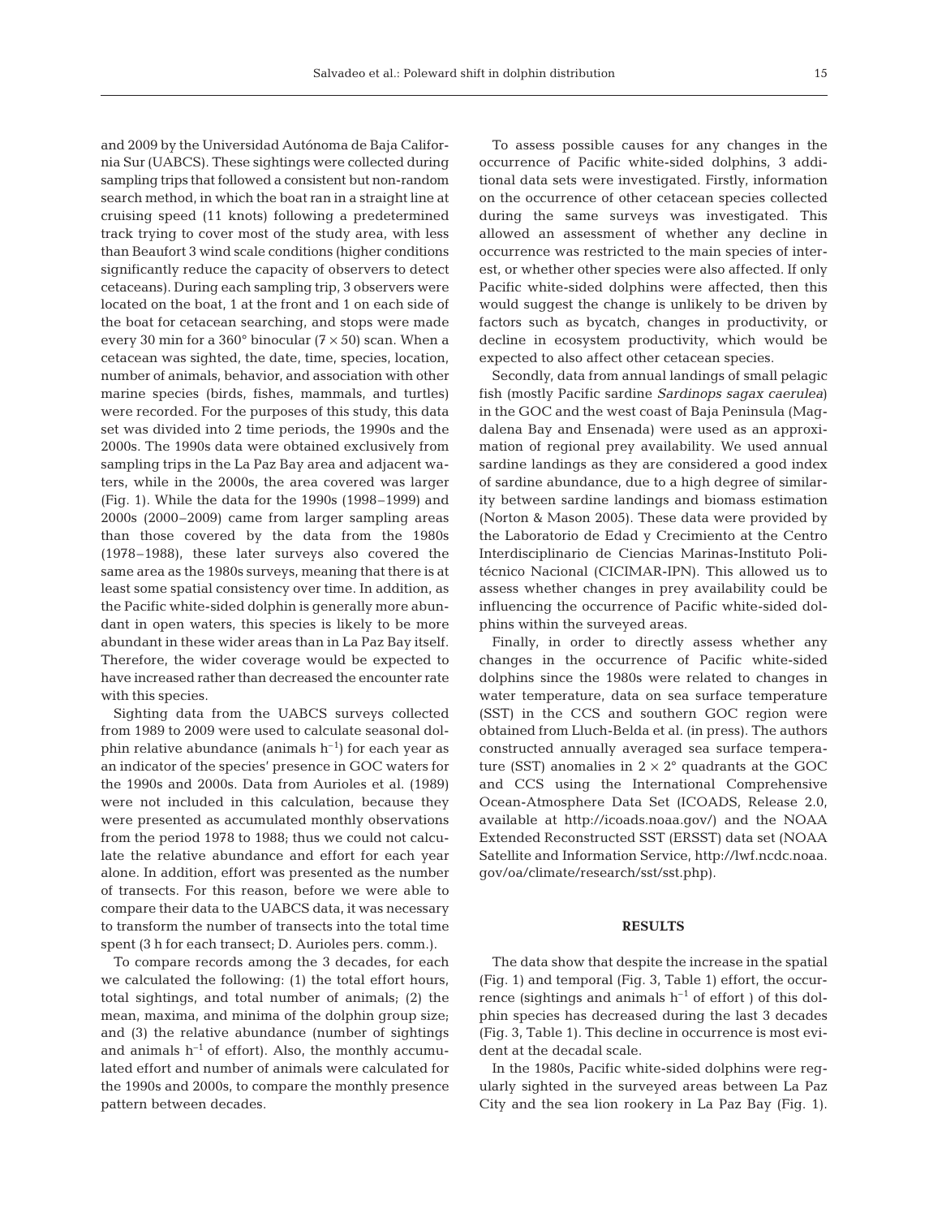and 2009 by the Universidad Autónoma de Baja California Sur (UABCS). These sightings were collected during sampling trips that followed a consistent but non-random search method, in which the boat ran in a straight line at cruising speed (11 knots) following a predetermined track trying to cover most of the study area, with less than Beaufort 3 wind scale conditions (higher conditions significantly reduce the capacity of observers to detect cetaceans). During each sampling trip, 3 observers were located on the boat, 1 at the front and 1 on each side of the boat for cetacean searching, and stops were made every 30 min for a 360° binocular (7 × 50) scan. When a cetacean was sighted, the date, time, species, location, number of animals, behavior, and association with other marine species (birds, fishes, mammals, and turtles) were recorded. For the purposes of this study, this data set was divided into 2 time periods, the 1990s and the 2000s. The 1990s data were obtained exclusively from sampling trips in the La Paz Bay area and adjacent waters, while in the 2000s, the area covered was larger (Fig. 1). While the data for the 1990s (1998–1999) and 2000s (2000–2009) came from larger sampling areas than those covered by the data from the 1980s (1978–1988), these later surveys also covered the same area as the 1980s surveys, meaning that there is at least some spatial consistency over time. In addition, as the Pacific white-sided dolphin is generally more abundant in open waters, this species is likely to be more abundant in these wider areas than in La Paz Bay itself. Therefore, the wider coverage would be expected to have increased rather than decreased the encounter rate with this species.

Sighting data from the UABCS surveys collected from 1989 to 2009 were used to calculate seasonal dolphin relative abundance (animals $h^{-1}$) for each year as an indicator of the species' presence in GOC waters for the 1990s and 2000s. Data from Aurioles et al. (1989) were not included in this calculation, because they were presented as accumulated monthly observations from the period 1978 to 1988; thus we could not calculate the relative abundance and effort for each year alone. In addition, effort was presented as the number of transects. For this reason, before we were able to compare their data to the UABCS data, it was necessary to transform the number of transects into the total time spent (3 h for each transect; D. Aurioles pers. comm.).

To compare records among the 3 decades, for each we calculated the following: (1) the total effort hours, total sightings, and total number of animals; (2) the mean, maxima, and minima of the dolphin group size; and (3) the relative abundance (number of sightings and animals $h^{-1}$ of effort). Also, the monthly accumulated effort and number of animals were calculated for the 1990s and 2000s, to compare the monthly presence pattern between decades.

To assess possible causes for any changes in the occurrence of Pacific white-sided dolphins, 3 additional data sets were investigated. Firstly, information on the occurrence of other cetacean species collected during the same surveys was investigated. This allowed an assessment of whether any decline in occurrence was restricted to the main species of interest, or whether other species were also affected. If only Pacific white-sided dolphins were affected, then this would suggest the change is unlikely to be driven by factors such as bycatch, changes in productivity, or decline in ecosystem productivity, which would be expected to also affect other cetacean species.

Secondly, data from annual landings of small pelagic fish (mostly Pacific sardine *Sardinops sagax caerulea*) in the GOC and the west coast of Baja Peninsula (Magdalena Bay and Ensenada) were used as an approximation of regional prey availability. We used annual sardine landings as they are considered a good index of sardine abundance, due to a high degree of similarity between sardine landings and biomass estimation (Norton & Mason 2005). These data were provided by the Laboratorio de Edad y Crecimiento at the Centro Interdisciplinario de Ciencias Marinas-Instituto Politécnico Nacional (CICIMAR-IPN). This allowed us to assess whether changes in prey availability could be influencing the occurrence of Pacific white-sided dolphins within the surveyed areas.

Finally, in order to directly assess whether any changes in the occurrence of Pacific white-sided dolphins since the 1980s were related to changes in water temperature, data on sea surface temperature (SST) in the CCS and southern GOC region were obtained from Lluch-Belda et al. (in press). The authors constructed annually averaged sea surface temperature (SST) anomalies in 2 × 2° quadrants at the GOC and CCS using the International Comprehensive Ocean-Atmosphere Data Set (ICOADS, Release 2.0, available at http://icoads.noaa.gov/) and the NOAA Extended Reconstructed SST (ERSST) data set (NOAA Satellite and Information Service, http://lwf.ncdc.noaa.gov/oa/climate/research/sst/sst.php).

## RESULTS

The data show that despite the increase in the spatial (Fig. 1) and temporal (Fig. 3, Table 1) effort, the occurrence (sightings and animals $h^{-1}$ of effort ) of this dolphin species has decreased during the last 3 decades (Fig. 3, Table 1). This decline in occurrence is most evident at the decadal scale.

In the 1980s, Pacific white-sided dolphins were regularly sighted in the surveyed areas between La Paz City and the sea lion rookery in La Paz Bay (Fig. 1).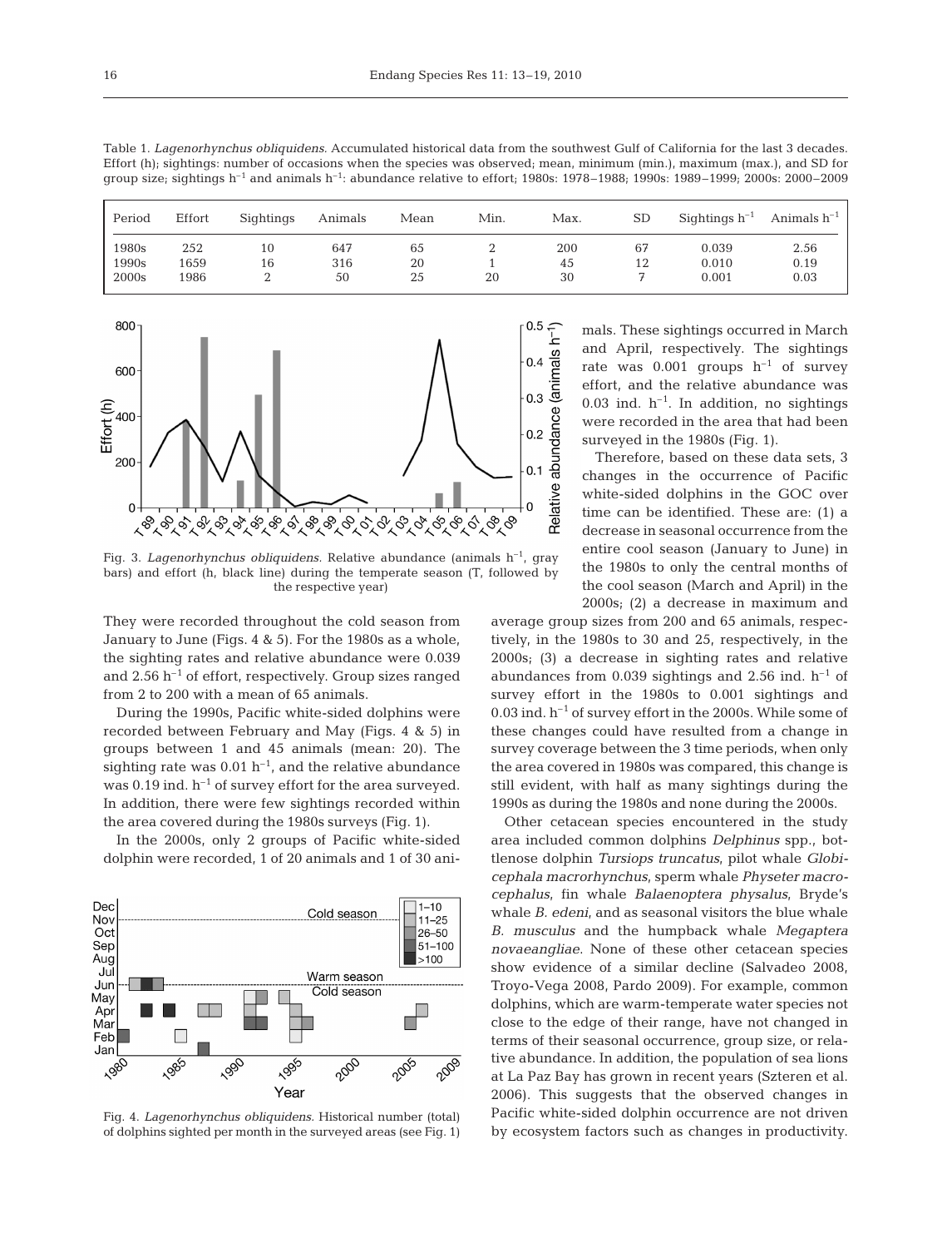Table 1. *Lagenorhynchus obliquidens*. Accumulated historical data from the southwest Gulf of California for the last 3 decades. Effort (h); sightings: number of occasions when the species was observed; mean, minimum (min.), maximum (max.), and SD for group size; sightings $h^{-1}$ and animals $h^{-1}$: abundance relative to effort; 1980s: 1978–1988; 1990s: 1989–1999; 2000s: 2000–2009

| Period | Effort | Sightings | Animals | Mean | Min. | Max. | SD | Sightings $h^{-1}$ | Animals $h^{-1}$ |
|---|---|---|---|---|---|---|---|---|---|
| 1980s | 252 | 10 | 647 | 65 | 2 | 200 | 67 | 0.039 | 2.56 |
| 1990s | 1659 | 16 | 316 | 20 | 1 | 45 | 12 | 0.010 | 0.19 |
| 2000s | 1986 | 2 | 50 | 25 | 20 | 30 | 7 | 0.001 | 0.03 |

Fig. 3. *Lagenorhynchus obliquidens*. Relative abundance (animals $h^{-1}$, gray bars) and effort (h, black line) during the temperate season (T, followed by the respective year)

They were recorded throughout the cold season from January to June (Figs. 4 & 5). For the 1980s as a whole, the sighting rates and relative abundance were 0.039 and 2.56 $h^{-1}$ of effort, respectively. Group sizes ranged from 2 to 200 with a mean of 65 animals.

During the 1990s, Pacific white-sided dolphins were recorded between February and May (Figs. 4 & 5) in groups between 1 and 45 animals (mean: 20). The sighting rate was 0.01 $h^{-1}$, and the relative abundance was 0.19 ind. $h^{-1}$ of survey effort for the area surveyed. In addition, there were few sightings recorded within the area covered during the 1980s surveys (Fig. 1).

In the 2000s, only 2 groups of Pacific white-sided dolphin were recorded, 1 of 20 animals and 1 of 30 animals. These sightings occurred in March and April, respectively. The sightings rate was 0.001 groups $h^{-1}$ of survey effort, and the relative abundance was 0.03 ind. $h^{-1}$. In addition, no sightings were recorded in the area that had been surveyed in the 1980s (Fig. 1).

Fig. 4. *Lagenorhynchus obliquidens*. Historical number (total) of dolphins sighted per month in the surveyed areas (see Fig. 1)

Therefore, based on these data sets, 3 changes in the occurrence of Pacific white-sided dolphins in the GOC over time can be identified. These are: (1) a decrease in seasonal occurrence from the entire cool season (January to June) in the 1980s to only the central months of the cool season (March and April) in the 2000s; (2) a decrease in maximum and average group sizes from 200 and 65 animals, respectively, in the 1980s to 30 and 25, respectively, in the 2000s; (3) a decrease in sighting rates and relative abundances from 0.039 sightings and 2.56 ind. $h^{-1}$ of survey effort in the 1980s to 0.001 sightings and 0.03 ind. $h^{-1}$ of survey effort in the 2000s. While some of these changes could have resulted from a change in survey coverage between the 3 time periods, when only the area covered in 1980s was compared, this change is still evident, with half as many sightings during the 1990s as during the 1980s and none during the 2000s.

Other cetacean species encountered in the study area included common dolphins *Delphinus* spp., bottlenose dolphin *Tursiops truncatus*, pilot whale *Globicephala macrorhynchus*, sperm whale *Physeter macrocephalus*, fin whale *Balaenoptera physalus*, Bryde's whale *B. edeni*, and as seasonal visitors the blue whale *B. musculus* and the humpback whale *Megaptera novaeangliae*. None of these other cetacean species show evidence of a similar decline (Salvadeo 2008, Troyo-Vega 2008, Pardo 2009). For example, common dolphins, which are warm-temperate water species not close to the edge of their range, have not changed in terms of their seasonal occurrence, group size, or relative abundance. In addition, the population of sea lions at La Paz Bay has grown in recent years (Szteren et al. 2006). This suggests that the observed changes in Pacific white-sided dolphin occurrence are not driven by ecosystem factors such as changes in productivity.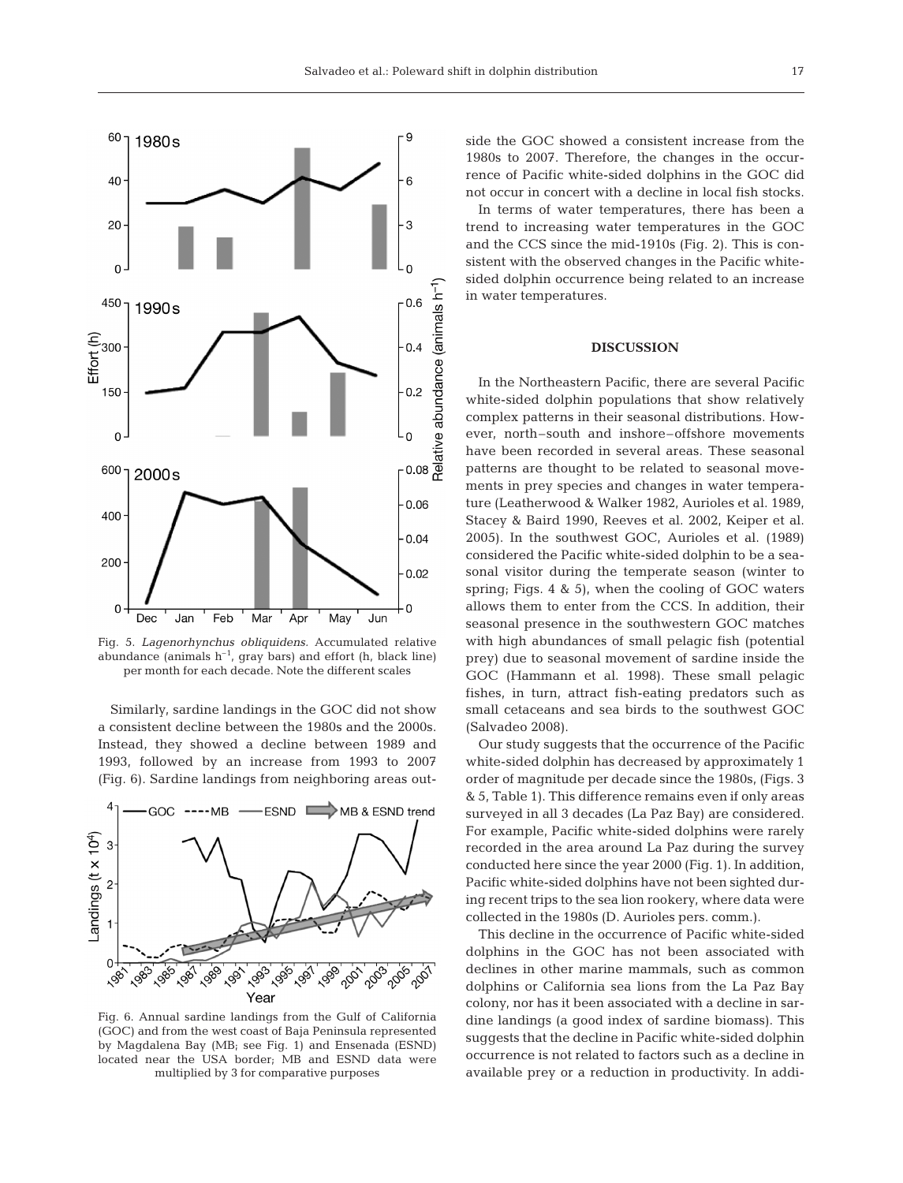Fig. 5. *Lagenorhynchus obliquidens.* Accumulated relative abundance (animals $h^{-1}$, gray bars) and effort (h, black line) per month for each decade. Note the different scales

Similarly, sardine landings in the GOC did not show a consistent decline between the 1980s and the 2000s. Instead, they showed a decline between 1989 and 1993, followed by an increase from 1993 to 2007 (Fig. 6). Sardine landings from neighboring areas outside the GOC showed a consistent increase from the 1980s to 2007. Therefore, the changes in the occurrence of Pacific white-sided dolphins in the GOC did not occur in concert with a decline in local fish stocks.

Fig. 6. Annual sardine landings from the Gulf of California (GOC) and from the west coast of Baja Peninsula represented by Magdalena Bay (MB; see Fig. 1) and Ensenada (ESND) located near the USA border; MB and ESND data were multiplied by 3 for comparative purposes

In terms of water temperatures, there has been a trend to increasing water temperatures in the GOC and the CCS since the mid-1910s (Fig. 2). This is consistent with the observed changes in the Pacific white-sided dolphin occurrence being related to an increase in water temperatures.

## DISCUSSION

In the Northeastern Pacific, there are several Pacific white-sided dolphin populations that show relatively complex patterns in their seasonal distributions. However, north–south and inshore–offshore movements have been recorded in several areas. These seasonal patterns are thought to be related to seasonal movements in prey species and changes in water temperature (Leatherwood & Walker 1982, Aurioles et al. 1989, Stacey & Baird 1990, Reeves et al. 2002, Keiper et al. 2005). In the southwest GOC, Aurioles et al. (1989) considered the Pacific white-sided dolphin to be a seasonal visitor during the temperate season (winter to spring; Figs. 4 & 5), when the cooling of GOC waters allows them to enter from the CCS. In addition, their seasonal presence in the southwestern GOC matches with high abundances of small pelagic fish (potential prey) due to seasonal movement of sardine inside the GOC (Hammann et al. 1998). These small pelagic fishes, in turn, attract fish-eating predators such as small cetaceans and sea birds to the southwest GOC (Salvadeo 2008).

Our study suggests that the occurrence of the Pacific white-sided dolphin has decreased by approximately 1 order of magnitude per decade since the 1980s, (Figs. 3 & 5, Table 1). This difference remains even if only areas surveyed in all 3 decades (La Paz Bay) are considered. For example, Pacific white-sided dolphins were rarely recorded in the area around La Paz during the survey conducted here since the year 2000 (Fig. 1). In addition, Pacific white-sided dolphins have not been sighted during recent trips to the sea lion rookery, where data were collected in the 1980s (D. Aurioles pers. comm.).

This decline in the occurrence of Pacific white-sided dolphins in the GOC has not been associated with declines in other marine mammals, such as common dolphins or California sea lions from the La Paz Bay colony, nor has it been associated with a decline in sardine landings (a good index of sardine biomass). This suggests that the decline in Pacific white-sided dolphin occurrence is not related to factors such as a decline in available prey or a reduction in productivity. In addi-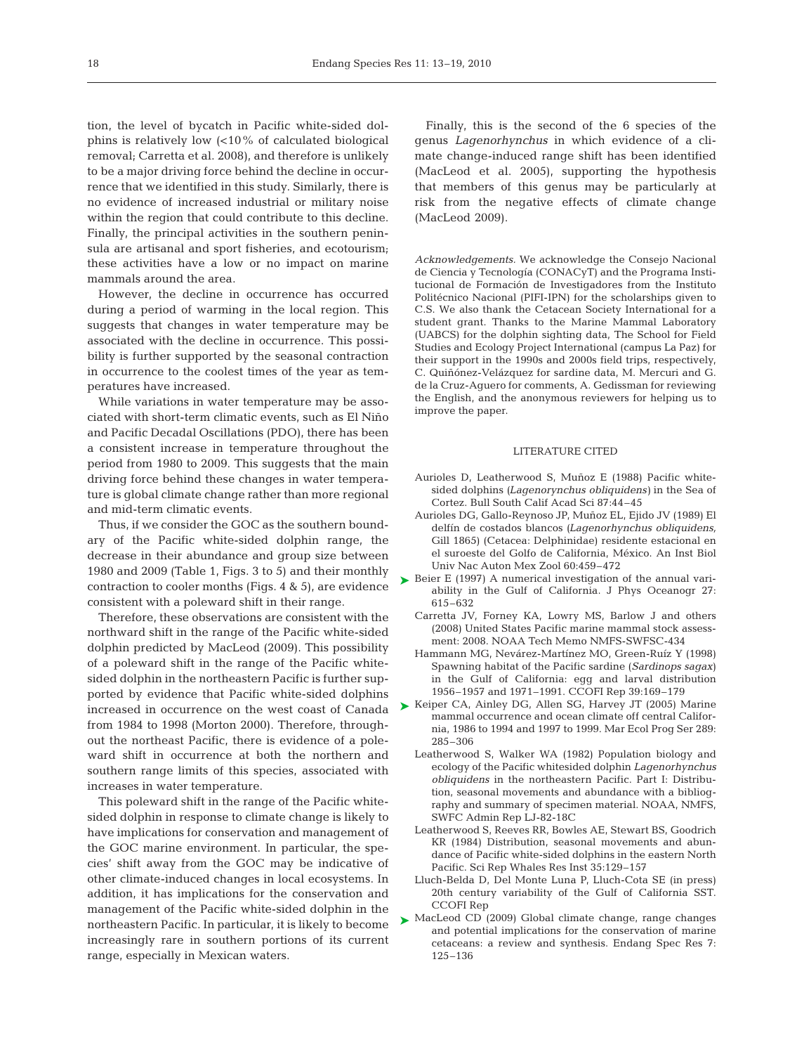tion, the level of bycatch in Pacific white-sided dolphins is relatively low (<10% of calculated biological removal; Carretta et al. 2008), and therefore is unlikely to be a major driving force behind the decline in occurrence that we identified in this study. Similarly, there is no evidence of increased industrial or military noise within the region that could contribute to this decline. Finally, the principal activities in the southern peninsula are artisanal and sport fisheries, and ecotourism; these activities have a low or no impact on marine mammals around the area.

However, the decline in occurrence has occurred during a period of warming in the local region. This suggests that changes in water temperature may be associated with the decline in occurrence. This possibility is further supported by the seasonal contraction in occurrence to the coolest times of the year as temperatures have increased.

While variations in water temperature may be associated with short-term climatic events, such as El Niño and Pacific Decadal Oscillations (PDO), there has been a consistent increase in temperature throughout the period from 1980 to 2009. This suggests that the main driving force behind these changes in water temperature is global climate change rather than more regional and mid-term climatic events.

Thus, if we consider the GOC as the southern boundary of the Pacific white-sided dolphin range, the decrease in their abundance and group size between 1980 and 2009 (Table 1, Figs. 3 to 5) and their monthly contraction to cooler months (Figs. 4 & 5), are evidence consistent with a poleward shift in their range.

Therefore, these observations are consistent with the northward shift in the range of the Pacific white-sided dolphin predicted by MacLeod (2009). This possibility of a poleward shift in the range of the Pacific white-sided dolphin in the northeastern Pacific is further supported by evidence that Pacific white-sided dolphins increased in occurrence on the west coast of Canada from 1984 to 1998 (Morton 2000). Therefore, throughout the northeast Pacific, there is evidence of a poleward shift in occurrence at both the northern and southern range limits of this species, associated with increases in water temperature.

This poleward shift in the range of the Pacific white-sided dolphin in response to climate change is likely to have implications for conservation and management of the GOC marine environment. In particular, the species' shift away from the GOC may be indicative of other climate-induced changes in local ecosystems. In addition, it has implications for the conservation and management of the Pacific white-sided dolphin in the northeastern Pacific. In particular, it is likely to become increasingly rare in southern portions of its current range, especially in Mexican waters.

Finally, this is the second of the 6 species of the genus *Lagenorhynchus* in which evidence of a climate change-induced range shift has been identified (MacLeod et al. 2005), supporting the hypothesis that members of this genus may be particularly at risk from the negative effects of climate change (MacLeod 2009).

*Acknowledgements.* We acknowledge the Consejo Nacional de Ciencia y Tecnología (CONACyT) and the Programa Institucional de Formación de Investigadores from the Instituto Politécnico Nacional (PIFI-IPN) for the scholarships given to C.S. We also thank the Cetacean Society International for a student grant. Thanks to the Marine Mammal Laboratory (UABCS) for the dolphin sighting data, The School for Field Studies and Ecology Project International (campus La Paz) for their support in the 1990s and 2000s field trips, respectively, C. Quiñónez-Velázquez for sardine data, M. Mercuri and G. de la Cruz-Aguero for comments, A. Gedissman for reviewing the English, and the anonymous reviewers for helping us to improve the paper.

## LITERATURE CITED

- Aurioles D, Leatherwood S, Muñoz E (1988) Pacific white-sided dolphins (*Lagenorynchus obliquidens*) in the Sea of Cortez. Bull South Calif Acad Sci 87:44–45
- Aurioles DG, Gallo-Reynoso JP, Muñoz EL, Ejido JV (1989) El delfín de costados blancos (*Lagenorhynchus obliquidens*, Gill 1865) (Cetacea: Delphinidae) residente estacional en el suroeste del Golfo de California, México. An Inst Biol Univ Nac Auton Mex Zool 60:459–472
- Beier E (1997) A numerical investigation of the annual variability in the Gulf of California. J Phys Oceanogr 27: 615–632
- Carretta JV, Forney KA, Lowry MS, Barlow J and others (2008) United States Pacific marine mammal stock assessment: 2008. NOAA Tech Memo NMFS-SWFSC-434
- Hammann MG, Nevárez-Martínez MO, Green-Ruíz Y (1998) Spawning habitat of the Pacific sardine (*Sardinops sagax*) in the Gulf of California: egg and larval distribution 1956–1957 and 1971–1991. CCOFI Rep 39:169–179
- Keiper CA, Ainley DG, Allen SG, Harvey JT (2005) Marine mammal occurrence and ocean climate off central California, 1986 to 1994 and 1997 to 1999. Mar Ecol Prog Ser 289: 285–306
- Leatherwood S, Walker WA (1982) Population biology and ecology of the Pacific whitesided dolphin *Lagenorhynchus obliquidens* in the northeastern Pacific. Part I: Distribution, seasonal movements and abundance with a bibliography and summary of specimen material. NOAA, NMFS, SWFC Admin Rep LJ-82-18C
- Leatherwood S, Reeves RR, Bowles AE, Stewart BS, Goodrich KR (1984) Distribution, seasonal movements and abundance of Pacific white-sided dolphins in the eastern North Pacific. Sci Rep Whales Res Inst 35:129–157
- Lluch-Belda D, Del Monte Luna P, Lluch-Cota SE (in press) 20th century variability of the Gulf of California SST. CCOFI Rep
- MacLeod CD (2009) Global climate change, range changes and potential implications for the conservation of marine cetaceans: a review and synthesis. Endang Spec Res 7: 125–136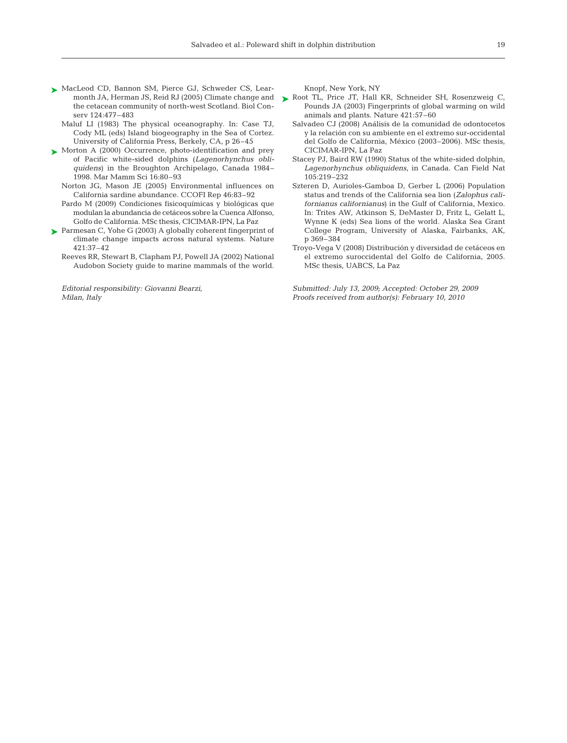MacLeod CD, Bannon SM, Pierce GJ, Schweder CS, Learmonth JA, Herman JS, Reid RJ (2005) Climate change and the cetacean community of north-west Scotland. Biol Conserv 124:477–483

Maluf LI (1983) The physical oceanography. In: Case TJ, Cody ML (eds) Island biogeography in the Sea of Cortez. University of California Press, Berkely, CA, p 26–45

Morton A (2000) Occurrence, photo-identification and prey of Pacific white-sided dolphins (*Lagenorhynchus obliquidens*) in the Broughton Archipelago, Canada 1984–1998. Mar Mamm Sci 16:80–93

Norton JG, Mason JE (2005) Environmental influences on California sardine abundance. CCOFI Rep 46:83–92

Pardo M (2009) Condiciones fisicoquímicas y biológicas que modulan la abundancia de cetáceos sobre la Cuenca Alfonso, Golfo de California. MSc thesis, CICIMAR-IPN, La Paz

Parmesan C, Yohe G (2003) A globally coherent fingerprint of climate change impacts across natural systems. Nature 421:37–42

Reeves RR, Stewart B, Clapham PJ, Powell JA (2002) National Audobon Society guide to marine mammals of the world. Knopf, New York, NY

Root TL, Price JT, Hall KR, Schneider SH, Rosenzweig C, Pounds JA (2003) Fingerprints of global warming on wild animals and plants. Nature 421:57–60

Salvadeo CJ (2008) Análisis de la comunidad de odontocetos y la relación con su ambiente en el extremo sur-occidental del Golfo de California, México (2003–2006). MSc thesis, CICIMAR-IPN, La Paz

Stacey PJ, Baird RW (1990) Status of the white-sided dolphin, *Lagenorhynchus obliquidens*, in Canada. Can Field Nat 105:219–232

Szteren D, Aurioles-Gamboa D, Gerber L (2006) Population status and trends of the California sea lion (*Zalophus californianus californianus*) in the Gulf of California, Mexico. In: Trites AW, Atkinson S, DeMaster D, Fritz L, Gelatt L, Wynne K (eds) Sea lions of the world. Alaska Sea Grant College Program, University of Alaska, Fairbanks, AK, p 369–384

Troyo-Vega V (2008) Distribución y diversidad de cetáceos en el extremo suroccidental del Golfo de California, 2005. MSc thesis, UABCS, La Paz

*Editorial responsibility: Giovanni Bearzi, Milan, Italy*

*Submitted: July 13, 2009; Accepted: October 29, 2009*
*Proofs received from author(s): February 10, 2010*